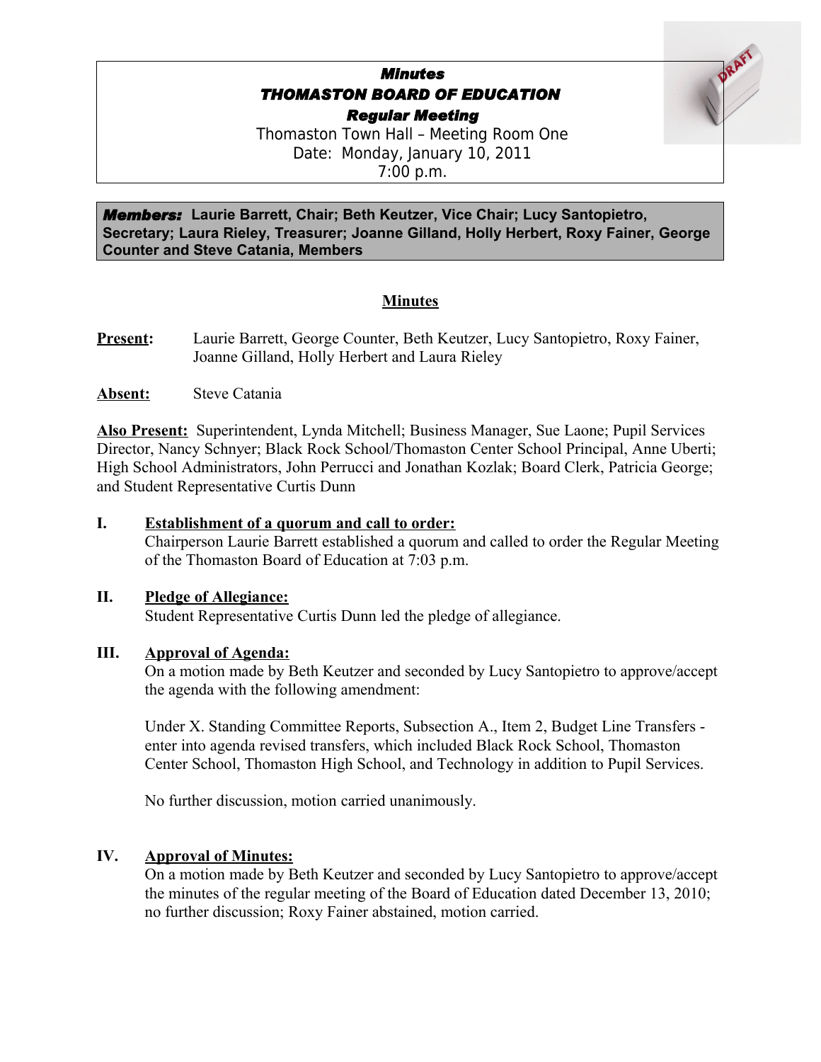# *Minutes*
# *THOMASTON BOARD OF EDUCATION*
## *Regular Meeting*

Thomaston Town Hall – Meeting Room One
Date: Monday, January 10, 2011
7:00 p.m.

***Members:*** **Laurie Barrett, Chair; Beth Keutzer, Vice Chair; Lucy Santopietro, Secretary; Laura Rieley, Treasurer; Joanne Gilland, Holly Herbert, Roxy Fainer, George Counter and Steve Catania, Members**

## Minutes

**Present:** Laurie Barrett, George Counter, Beth Keutzer, Lucy Santopietro, Roxy Fainer, Joanne Gilland, Holly Herbert and Laura Rieley

**Absent:** Steve Catania

**Also Present:** Superintendent, Lynda Mitchell; Business Manager, Sue Laone; Pupil Services Director, Nancy Schnyer; Black Rock School/Thomaston Center School Principal, Anne Uberti; High School Administrators, John Perrucci and Jonathan Kozlak; Board Clerk, Patricia George; and Student Representative Curtis Dunn

**I. Establishment of a quorum and call to order:**

Chairperson Laurie Barrett established a quorum and called to order the Regular Meeting of the Thomaston Board of Education at 7:03 p.m.

**II. Pledge of Allegiance:**

Student Representative Curtis Dunn led the pledge of allegiance.

**III. Approval of Agenda:**

On a motion made by Beth Keutzer and seconded by Lucy Santopietro to approve/accept the agenda with the following amendment:

Under X. Standing Committee Reports, Subsection A., Item 2, Budget Line Transfers - enter into agenda revised transfers, which included Black Rock School, Thomaston Center School, Thomaston High School, and Technology in addition to Pupil Services.

No further discussion, motion carried unanimously.

**IV. Approval of Minutes:**

On a motion made by Beth Keutzer and seconded by Lucy Santopietro to approve/accept the minutes of the regular meeting of the Board of Education dated December 13, 2010; no further discussion; Roxy Fainer abstained, motion carried.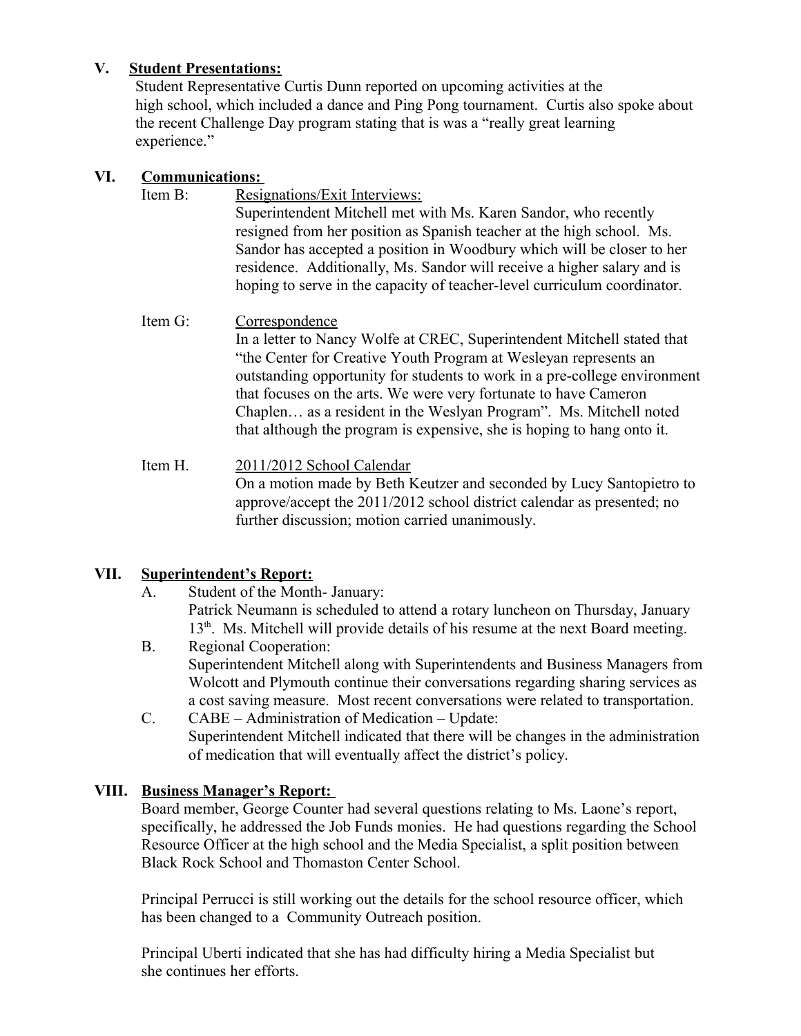## V. Student Presentations:

Student Representative Curtis Dunn reported on upcoming activities at the high school, which included a dance and Ping Pong tournament. Curtis also spoke about the recent Challenge Day program stating that is was a "really great learning experience."

## VI. Communications:

Item B: Resignations/Exit Interviews:

Superintendent Mitchell met with Ms. Karen Sandor, who recently resigned from her position as Spanish teacher at the high school. Ms. Sandor has accepted a position in Woodbury which will be closer to her residence. Additionally, Ms. Sandor will receive a higher salary and is hoping to serve in the capacity of teacher-level curriculum coordinator.

Item G: Correspondence

In a letter to Nancy Wolfe at CREC, Superintendent Mitchell stated that "the Center for Creative Youth Program at Wesleyan represents an outstanding opportunity for students to work in a pre-college environment that focuses on the arts. We were very fortunate to have Cameron Chaplen… as a resident in the Weslyan Program". Ms. Mitchell noted that although the program is expensive, she is hoping to hang onto it.

Item H. 2011/2012 School Calendar

On a motion made by Beth Keutzer and seconded by Lucy Santopietro to approve/accept the 2011/2012 school district calendar as presented; no further discussion; motion carried unanimously.

## VII. Superintendent's Report:

A. Student of the Month- January:
Patrick Neumann is scheduled to attend a rotary luncheon on Thursday, January 13th. Ms. Mitchell will provide details of his resume at the next Board meeting.

B. Regional Cooperation:
Superintendent Mitchell along with Superintendents and Business Managers from Wolcott and Plymouth continue their conversations regarding sharing services as a cost saving measure. Most recent conversations were related to transportation.

C. CABE – Administration of Medication – Update:
Superintendent Mitchell indicated that there will be changes in the administration of medication that will eventually affect the district's policy.

## VIII. Business Manager's Report:

Board member, George Counter had several questions relating to Ms. Laone's report, specifically, he addressed the Job Funds monies. He had questions regarding the School Resource Officer at the high school and the Media Specialist, a split position between Black Rock School and Thomaston Center School.

Principal Perrucci is still working out the details for the school resource officer, which has been changed to a Community Outreach position.

Principal Uberti indicated that she has had difficulty hiring a Media Specialist but she continues her efforts.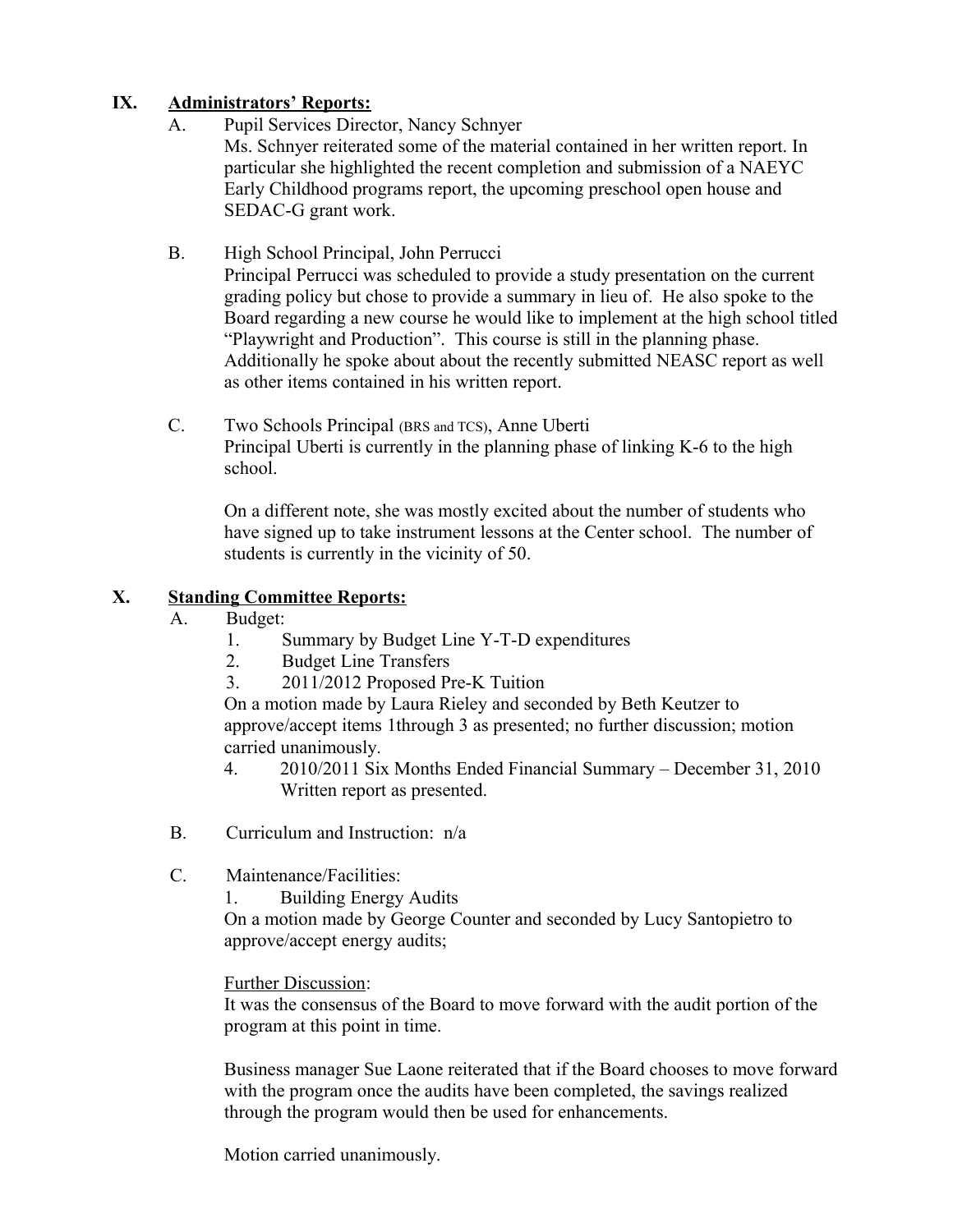## IX. Administrators' Reports:

A. Pupil Services Director, Nancy Schnyer

Ms. Schnyer reiterated some of the material contained in her written report. In particular she highlighted the recent completion and submission of a NAEYC Early Childhood programs report, the upcoming preschool open house and SEDAC-G grant work.

B. High School Principal, John Perrucci

Principal Perrucci was scheduled to provide a study presentation on the current grading policy but chose to provide a summary in lieu of. He also spoke to the Board regarding a new course he would like to implement at the high school titled "Playwright and Production". This course is still in the planning phase. Additionally he spoke about about the recently submitted NEASC report as well as other items contained in his written report.

C. Two Schools Principal (BRS and TCS), Anne Uberti

Principal Uberti is currently in the planning phase of linking K-6 to the high school.

On a different note, she was mostly excited about the number of students who have signed up to take instrument lessons at the Center school. The number of students is currently in the vicinity of 50.

## X. Standing Committee Reports:

A. Budget:

1. Summary by Budget Line Y-T-D expenditures
2. Budget Line Transfers
3. 2011/2012 Proposed Pre-K Tuition

On a motion made by Laura Rieley and seconded by Beth Keutzer to approve/accept items 1through 3 as presented; no further discussion; motion carried unanimously.

4. 2010/2011 Six Months Ended Financial Summary – December 31, 2010 Written report as presented.

B. Curriculum and Instruction: n/a

C. Maintenance/Facilities:

1. Building Energy Audits

On a motion made by George Counter and seconded by Lucy Santopietro to approve/accept energy audits;

Further Discussion:

It was the consensus of the Board to move forward with the audit portion of the program at this point in time.

Business manager Sue Laone reiterated that if the Board chooses to move forward with the program once the audits have been completed, the savings realized through the program would then be used for enhancements.

Motion carried unanimously.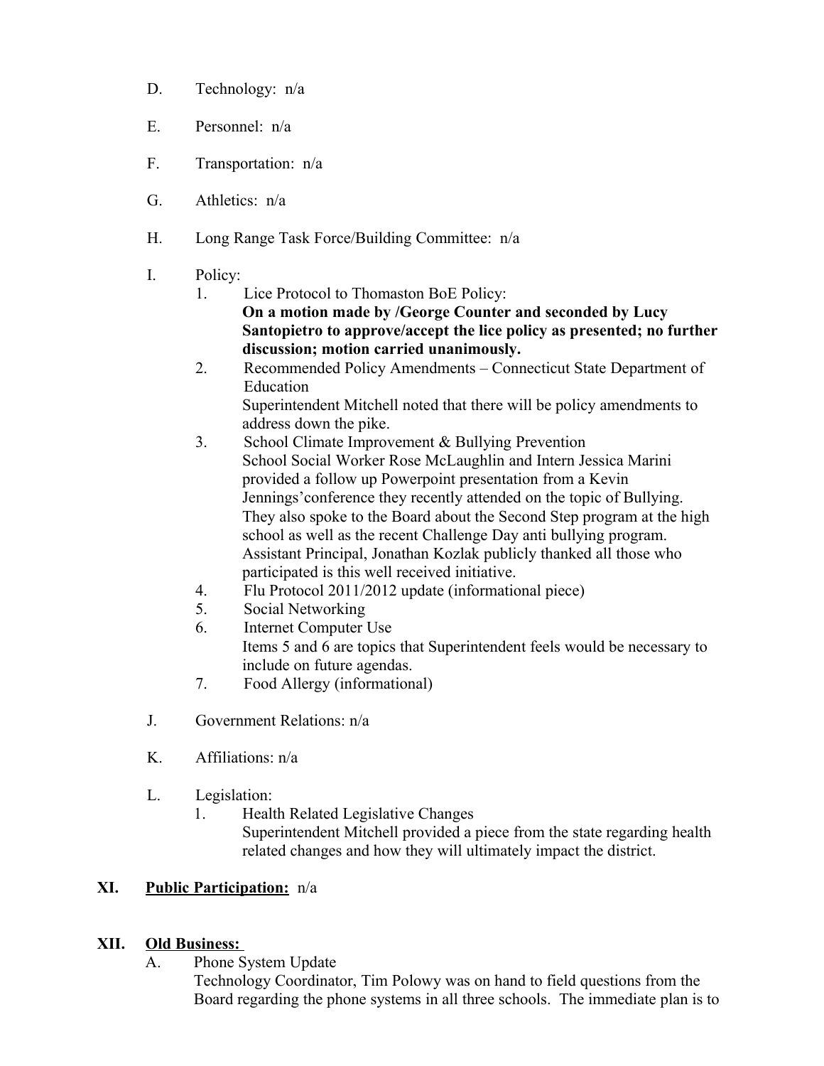D. Technology: n/a

E. Personnel: n/a

F. Transportation: n/a

G. Athletics: n/a

H. Long Range Task Force/Building Committee: n/a

I. Policy:

1. Lice Protocol to Thomaston BoE Policy:
   **On a motion made by /George Counter and seconded by Lucy Santopietro to approve/accept the lice policy as presented; no further discussion; motion carried unanimously.**
2. Recommended Policy Amendments – Connecticut State Department of Education
   Superintendent Mitchell noted that there will be policy amendments to address down the pike.
3. School Climate Improvement & Bullying Prevention
   School Social Worker Rose McLaughlin and Intern Jessica Marini provided a follow up Powerpoint presentation from a Kevin Jennings'conference they recently attended on the topic of Bullying. They also spoke to the Board about the Second Step program at the high school as well as the recent Challenge Day anti bullying program. Assistant Principal, Jonathan Kozlak publicly thanked all those who participated is this well received initiative.
4. Flu Protocol 2011/2012 update (informational piece)
5. Social Networking
6. Internet Computer Use
   Items 5 and 6 are topics that Superintendent feels would be necessary to include on future agendas.
7. Food Allergy (informational)

J. Government Relations: n/a

K. Affiliations: n/a

L. Legislation:

1. Health Related Legislative Changes
   Superintendent Mitchell provided a piece from the state regarding health related changes and how they will ultimately impact the district.

## XI. <u>Public Participation:</u> n/a

## XII. <u>Old Business:</u>

A. Phone System Update
Technology Coordinator, Tim Polowy was on hand to field questions from the Board regarding the phone systems in all three schools. The immediate plan is to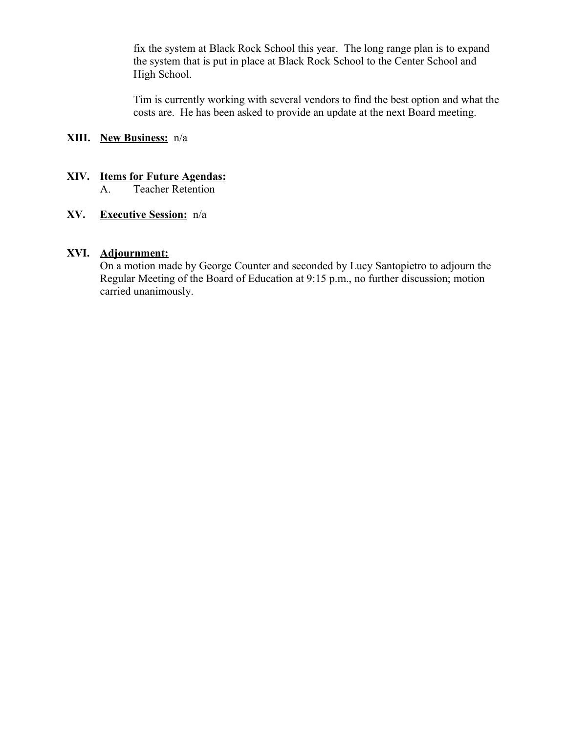fix the system at Black Rock School this year. The long range plan is to expand the system that is put in place at Black Rock School to the Center School and High School.

Tim is currently working with several vendors to find the best option and what the costs are. He has been asked to provide an update at the next Board meeting.

**XIII. New Business:** n/a

**XIV. Items for Future Agendas:**

A. Teacher Retention

**XV. Executive Session:** n/a

**XVI. Adjournment:**

On a motion made by George Counter and seconded by Lucy Santopietro to adjourn the Regular Meeting of the Board of Education at 9:15 p.m., no further discussion; motion carried unanimously.